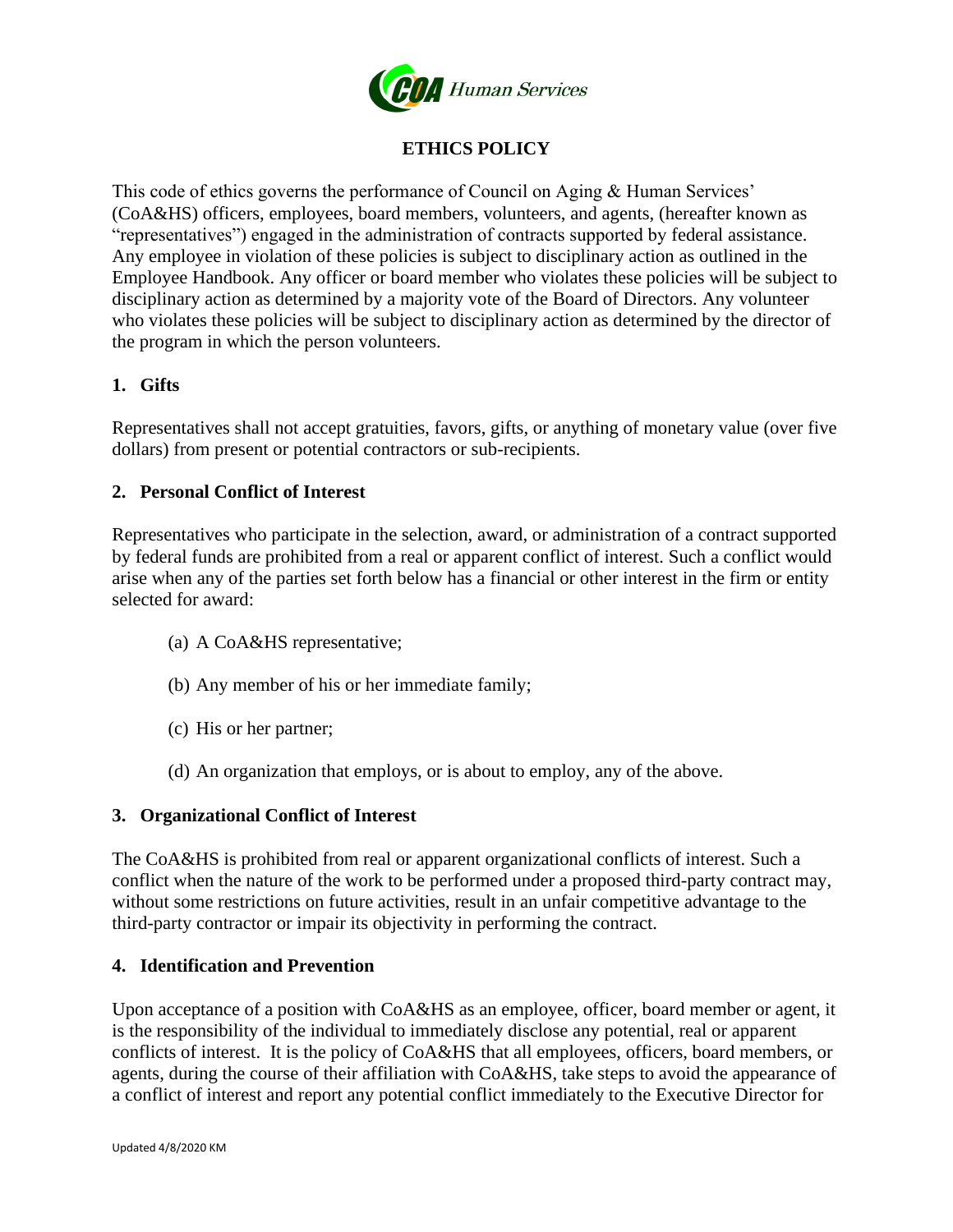# ETHICS POLICY

This code of ethics governs the performance of Council on Aging & Human Services' (CoA&HS) officers, employees, board members, volunteers, and agents, (hereafter known as "representatives") engaged in the administration of contracts supported by federal assistance. Any employee in violation of these policies is subject to disciplinary action as outlined in the Employee Handbook. Any officer or board member who violates these policies will be subject to disciplinary action as determined by a majority vote of the Board of Directors. Any volunteer who violates these policies will be subject to disciplinary action as determined by the director of the program in which the person volunteers.

## 1. Gifts

Representatives shall not accept gratuities, favors, gifts, or anything of monetary value (over five dollars) from present or potential contractors or sub-recipients.

## 2. Personal Conflict of Interest

Representatives who participate in the selection, award, or administration of a contract supported by federal funds are prohibited from a real or apparent conflict of interest. Such a conflict would arise when any of the parties set forth below has a financial or other interest in the firm or entity selected for award:

(a) A CoA&HS representative;

(b) Any member of his or her immediate family;

(c) His or her partner;

(d) An organization that employs, or is about to employ, any of the above.

## 3. Organizational Conflict of Interest

The CoA&HS is prohibited from real or apparent organizational conflicts of interest. Such a conflict when the nature of the work to be performed under a proposed third-party contract may, without some restrictions on future activities, result in an unfair competitive advantage to the third-party contractor or impair its objectivity in performing the contract.

## 4. Identification and Prevention

Upon acceptance of a position with CoA&HS as an employee, officer, board member or agent, it is the responsibility of the individual to immediately disclose any potential, real or apparent conflicts of interest. It is the policy of CoA&HS that all employees, officers, board members, or agents, during the course of their affiliation with CoA&HS, take steps to avoid the appearance of a conflict of interest and report any potential conflict immediately to the Executive Director for

Updated 4/8/2020 KM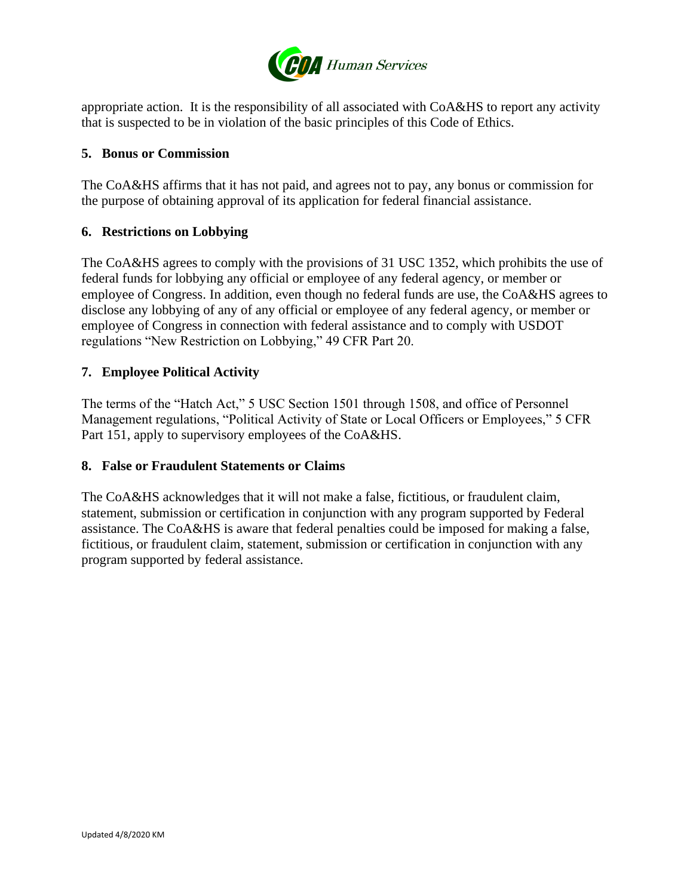appropriate action. It is the responsibility of all associated with CoA&HS to report any activity that is suspected to be in violation of the basic principles of this Code of Ethics.

**5. Bonus or Commission**

The CoA&HS affirms that it has not paid, and agrees not to pay, any bonus or commission for the purpose of obtaining approval of its application for federal financial assistance.

**6. Restrictions on Lobbying**

The CoA&HS agrees to comply with the provisions of 31 USC 1352, which prohibits the use of federal funds for lobbying any official or employee of any federal agency, or member or employee of Congress. In addition, even though no federal funds are use, the CoA&HS agrees to disclose any lobbying of any of any official or employee of any federal agency, or member or employee of Congress in connection with federal assistance and to comply with USDOT regulations "New Restriction on Lobbying," 49 CFR Part 20.

**7. Employee Political Activity**

The terms of the "Hatch Act," 5 USC Section 1501 through 1508, and office of Personnel Management regulations, "Political Activity of State or Local Officers or Employees," 5 CFR Part 151, apply to supervisory employees of the CoA&HS.

**8. False or Fraudulent Statements or Claims**

The CoA&HS acknowledges that it will not make a false, fictitious, or fraudulent claim, statement, submission or certification in conjunction with any program supported by Federal assistance. The CoA&HS is aware that federal penalties could be imposed for making a false, fictitious, or fraudulent claim, statement, submission or certification in conjunction with any program supported by federal assistance.

Updated 4/8/2020 KM